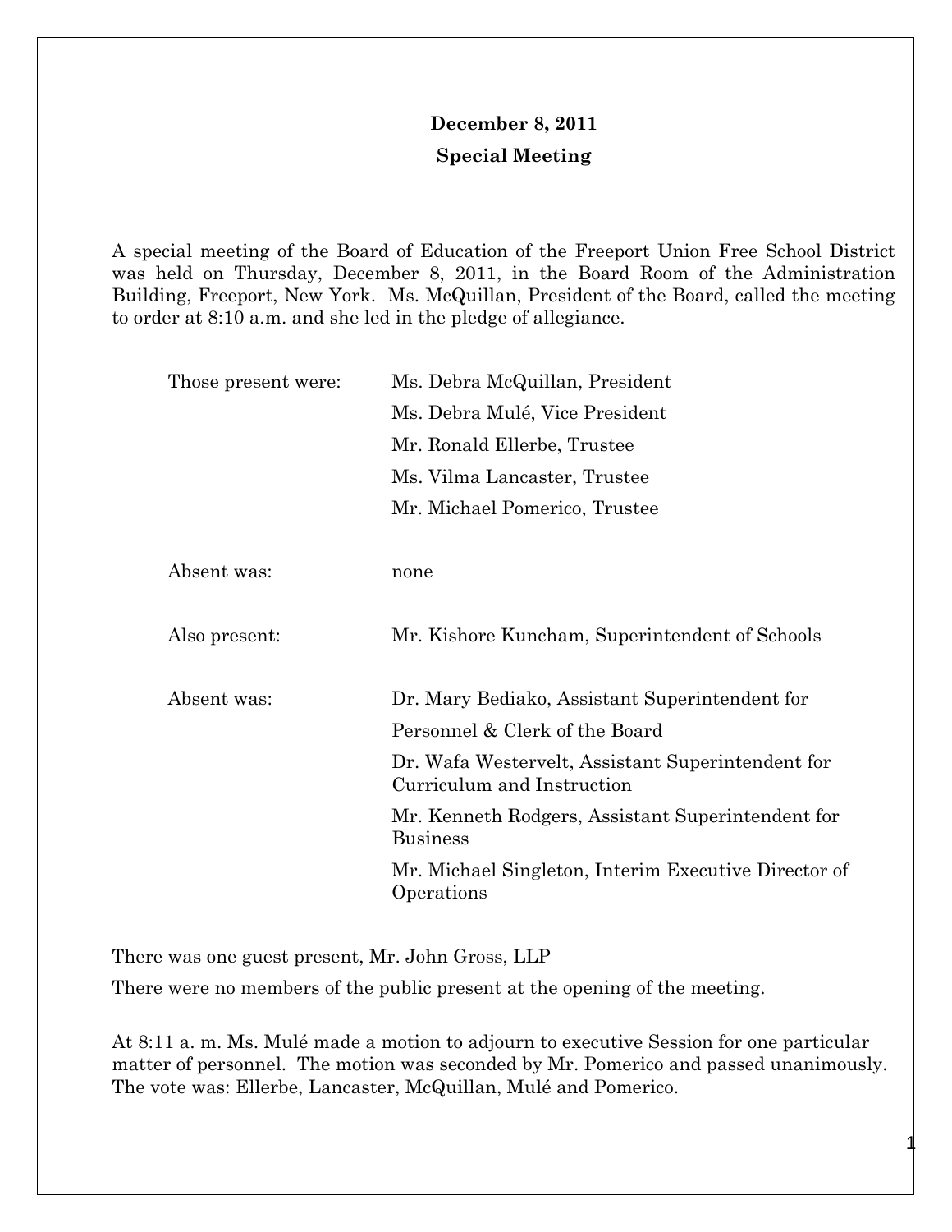**December 8, 2011**

**Special Meeting**

A special meeting of the Board of Education of the Freeport Union Free School District was held on Thursday, December 8, 2011, in the Board Room of the Administration Building, Freeport, New York. Ms. McQuillan, President of the Board, called the meeting to order at 8:10 a.m. and she led in the pledge of allegiance.

| | |
|---|---|
| Those present were: | Ms. Debra McQuillan, President |
| | Ms. Debra Mulé, Vice President |
| | Mr. Ronald Ellerbe, Trustee |
| | Ms. Vilma Lancaster, Trustee |
| | Mr. Michael Pomerico, Trustee |
| Absent was: | none |
| Also present: | Mr. Kishore Kuncham, Superintendent of Schools |
| Absent was: | Dr. Mary Bediako, Assistant Superintendent for Personnel & Clerk of the Board |
| | Dr. Wafa Westervelt, Assistant Superintendent for Curriculum and Instruction |
| | Mr. Kenneth Rodgers, Assistant Superintendent for Business |
| | Mr. Michael Singleton, Interim Executive Director of Operations |

There was one guest present, Mr. John Gross, LLP

There were no members of the public present at the opening of the meeting.

At 8:11 a. m. Ms. Mulé made a motion to adjourn to executive Session for one particular matter of personnel. The motion was seconded by Mr. Pomerico and passed unanimously. The vote was: Ellerbe, Lancaster, McQuillan, Mulé and Pomerico.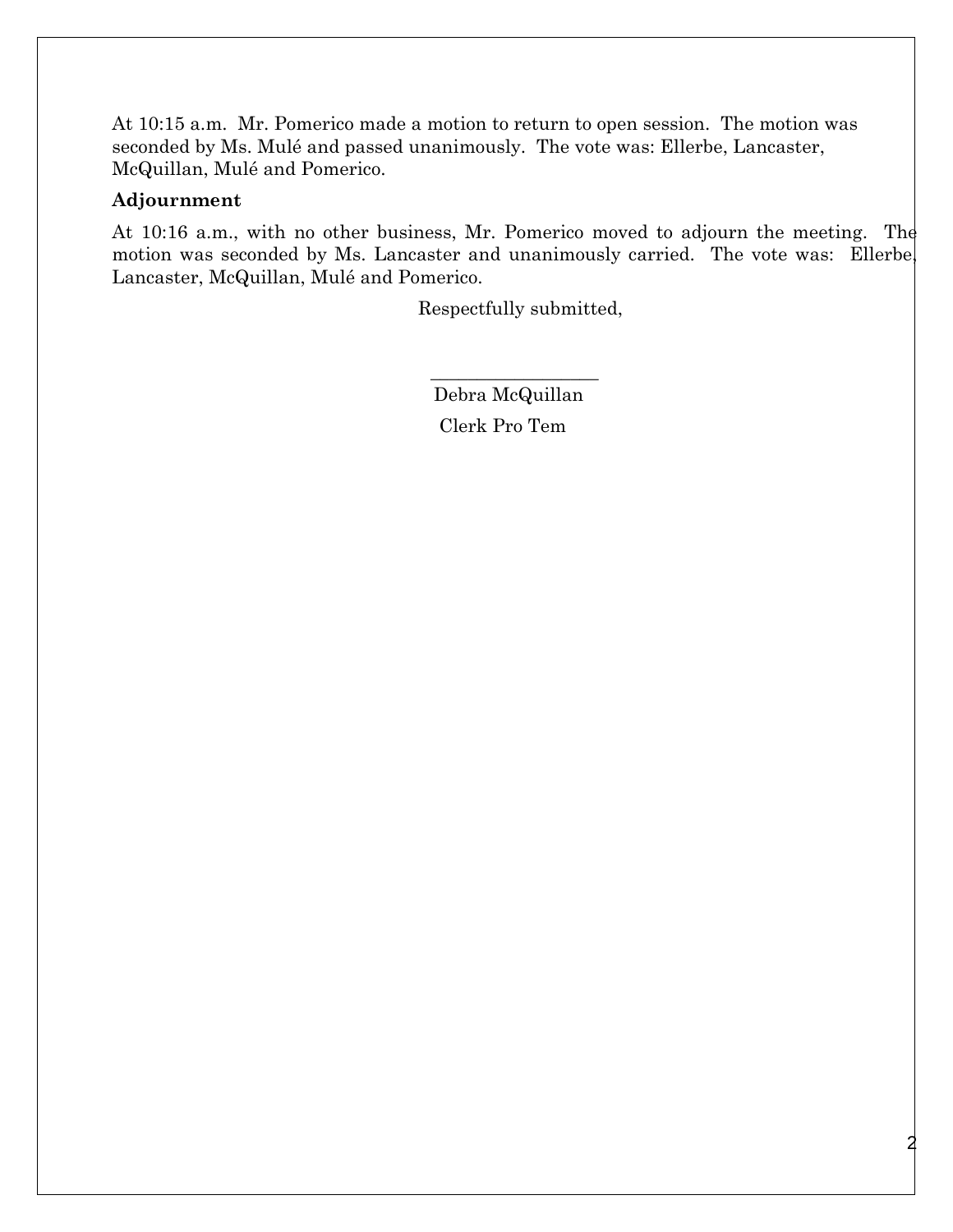At 10:15 a.m. Mr. Pomerico made a motion to return to open session. The motion was seconded by Ms. Mulé and passed unanimously. The vote was: Ellerbe, Lancaster, McQuillan, Mulé and Pomerico.

**Adjournment**

At 10:16 a.m., with no other business, Mr. Pomerico moved to adjourn the meeting. The motion was seconded by Ms. Lancaster and unanimously carried. The vote was: Ellerbe, Lancaster, McQuillan, Mulé and Pomerico.

Respectfully submitted,

\_\_\_\_\_\_\_\_\_\_\_\_\_\_\_\_\_\_

Debra McQuillan

Clerk Pro Tem